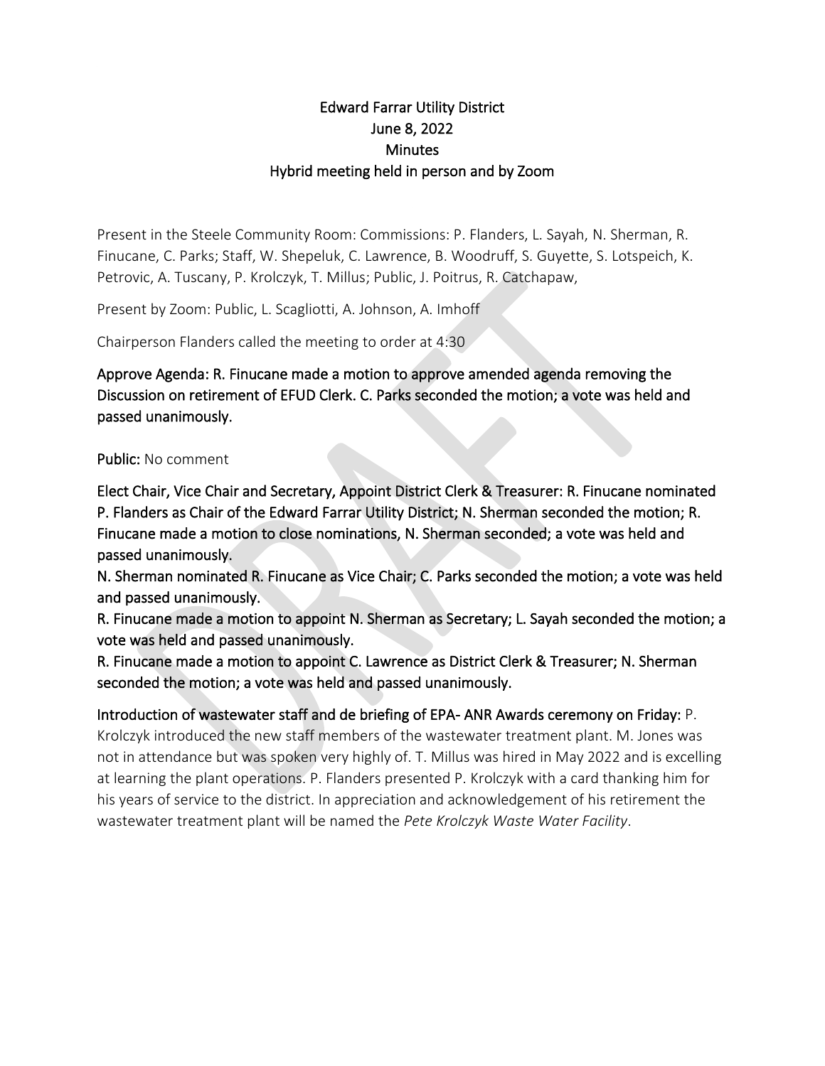# Edward Farrar Utility District
## June 8, 2022
## Minutes
## Hybrid meeting held in person and by Zoom

Present in the Steele Community Room: Commissions: P. Flanders, L. Sayah, N. Sherman, R. Finucane, C. Parks; Staff, W. Shepeluk, C. Lawrence, B. Woodruff, S. Guyette, S. Lotspeich, K. Petrovic, A. Tuscany, P. Krolczyk, T. Millus; Public, J. Poitrus, R. Catchapaw,

Present by Zoom: Public, L. Scagliotti, A. Johnson, A. Imhoff

Chairperson Flanders called the meeting to order at 4:30

**Approve Agenda: R. Finucane made a motion to approve amended agenda removing the Discussion on retirement of EFUD Clerk. C. Parks seconded the motion; a vote was held and passed unanimously.**

**Public:** No comment

**Elect Chair, Vice Chair and Secretary, Appoint District Clerk & Treasurer: R. Finucane nominated P. Flanders as Chair of the Edward Farrar Utility District; N. Sherman seconded the motion; R. Finucane made a motion to close nominations, N. Sherman seconded; a vote was held and passed unanimously.**

**N. Sherman nominated R. Finucane as Vice Chair; C. Parks seconded the motion; a vote was held and passed unanimously.**

**R. Finucane made a motion to appoint N. Sherman as Secretary; L. Sayah seconded the motion; a vote was held and passed unanimously.**

**R. Finucane made a motion to appoint C. Lawrence as District Clerk & Treasurer; N. Sherman seconded the motion; a vote was held and passed unanimously.**

**Introduction of wastewater staff and de briefing of EPA- ANR Awards ceremony on Friday:** P. Krolczyk introduced the new staff members of the wastewater treatment plant. M. Jones was not in attendance but was spoken very highly of. T. Millus was hired in May 2022 and is excelling at learning the plant operations. P. Flanders presented P. Krolczyk with a card thanking him for his years of service to the district. In appreciation and acknowledgement of his retirement the wastewater treatment plant will be named the *Pete Krolczyk Waste Water Facility*.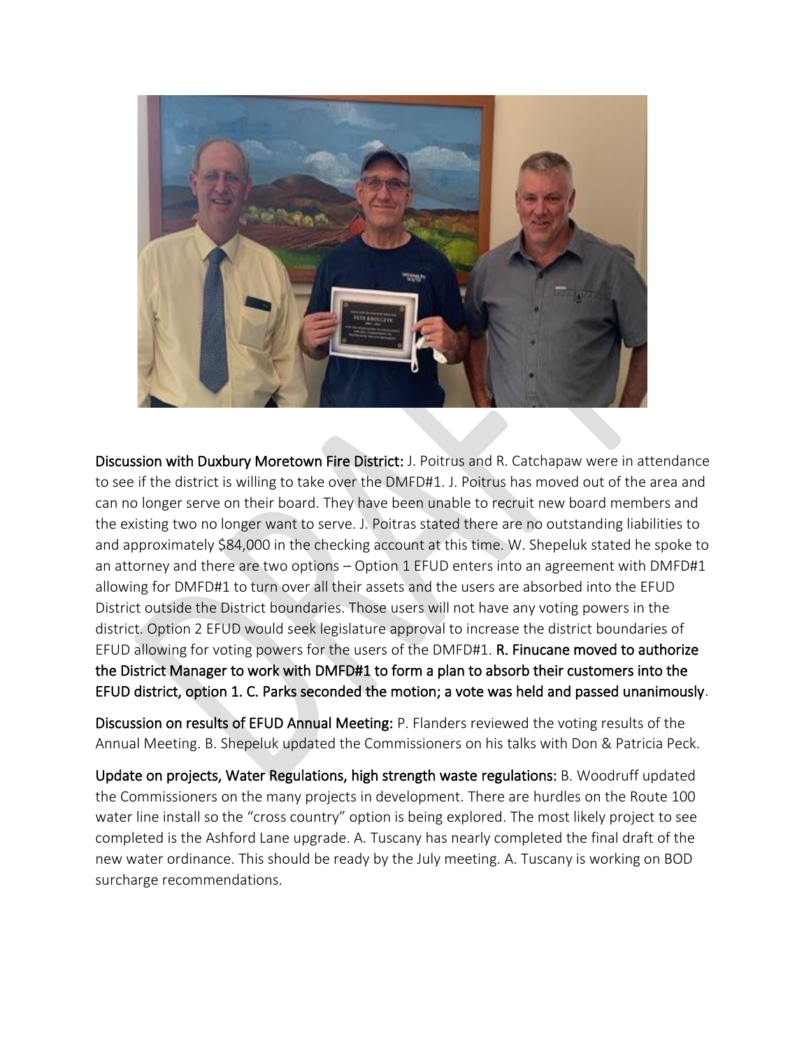**Discussion with Duxbury Moretown Fire District:** J. Poitrus and R. Catchapaw were in attendance to see if the district is willing to take over the DMFD#1. J. Poitrus has moved out of the area and can no longer serve on their board. They have been unable to recruit new board members and the existing two no longer want to serve. J. Poitras stated there are no outstanding liabilities to and approximately $84,000 in the checking account at this time. W. Shepeluk stated he spoke to an attorney and there are two options – Option 1 EFUD enters into an agreement with DMFD#1 allowing for DMFD#1 to turn over all their assets and the users are absorbed into the EFUD District outside the District boundaries. Those users will not have any voting powers in the district. Option 2 EFUD would seek legislature approval to increase the district boundaries of EFUD allowing for voting powers for the users of the DMFD#1. **R. Finucane moved to authorize the District Manager to work with DMFD#1 to form a plan to absorb their customers into the EFUD district, option 1. C. Parks seconded the motion; a vote was held and passed unanimously**.

**Discussion on results of EFUD Annual Meeting:** P. Flanders reviewed the voting results of the Annual Meeting. B. Shepeluk updated the Commissioners on his talks with Don & Patricia Peck.

**Update on projects, Water Regulations, high strength waste regulations:** B. Woodruff updated the Commissioners on the many projects in development. There are hurdles on the Route 100 water line install so the "cross country" option is being explored. The most likely project to see completed is the Ashford Lane upgrade. A. Tuscany has nearly completed the final draft of the new water ordinance. This should be ready by the July meeting. A. Tuscany is working on BOD surcharge recommendations.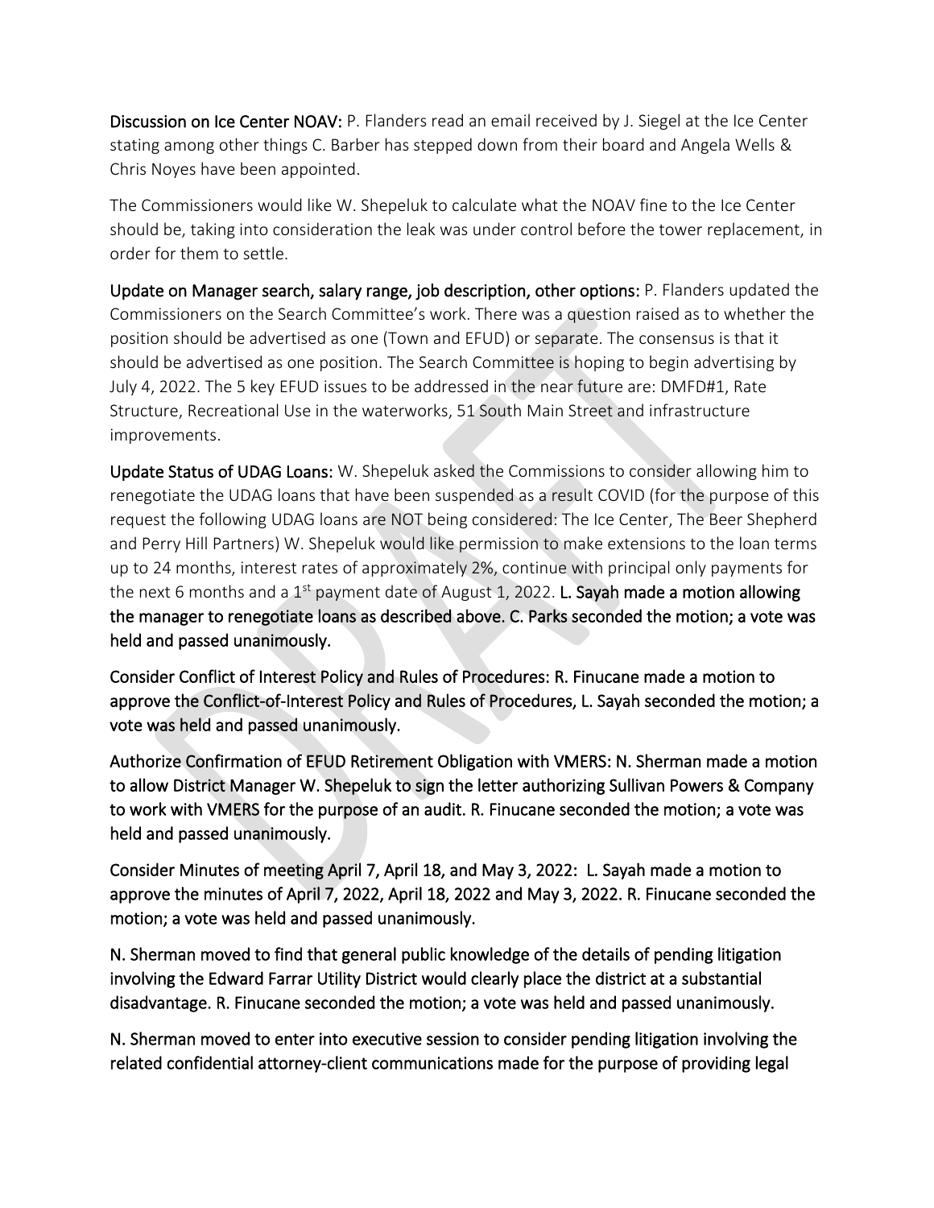**Discussion on Ice Center NOAV:** P. Flanders read an email received by J. Siegel at the Ice Center stating among other things C. Barber has stepped down from their board and Angela Wells & Chris Noyes have been appointed.

The Commissioners would like W. Shepeluk to calculate what the NOAV fine to the Ice Center should be, taking into consideration the leak was under control before the tower replacement, in order for them to settle.

**Update on Manager search, salary range, job description, other options:** P. Flanders updated the Commissioners on the Search Committee's work. There was a question raised as to whether the position should be advertised as one (Town and EFUD) or separate. The consensus is that it should be advertised as one position. The Search Committee is hoping to begin advertising by July 4, 2022. The 5 key EFUD issues to be addressed in the near future are: DMFD#1, Rate Structure, Recreational Use in the waterworks, 51 South Main Street and infrastructure improvements.

**Update Status of UDAG Loans:** W. Shepeluk asked the Commissions to consider allowing him to renegotiate the UDAG loans that have been suspended as a result COVID (for the purpose of this request the following UDAG loans are NOT being considered: The Ice Center, The Beer Shepherd and Perry Hill Partners) W. Shepeluk would like permission to make extensions to the loan terms up to 24 months, interest rates of approximately 2%, continue with principal only payments for the next 6 months and a 1st payment date of August 1, 2022. **L. Sayah made a motion allowing the manager to renegotiate loans as described above. C. Parks seconded the motion; a vote was held and passed unanimously.**

**Consider Conflict of Interest Policy and Rules of Procedures: R. Finucane made a motion to approve the Conflict-of-Interest Policy and Rules of Procedures, L. Sayah seconded the motion; a vote was held and passed unanimously.**

**Authorize Confirmation of EFUD Retirement Obligation with VMERS: N. Sherman made a motion to allow District Manager W. Shepeluk to sign the letter authorizing Sullivan Powers & Company to work with VMERS for the purpose of an audit. R. Finucane seconded the motion; a vote was held and passed unanimously.**

**Consider Minutes of meeting April 7, April 18, and May 3, 2022: L. Sayah made a motion to approve the minutes of April 7, 2022, April 18, 2022 and May 3, 2022. R. Finucane seconded the motion; a vote was held and passed unanimously.**

**N. Sherman moved to find that general public knowledge of the details of pending litigation involving the Edward Farrar Utility District would clearly place the district at a substantial disadvantage. R. Finucane seconded the motion; a vote was held and passed unanimously.**

**N. Sherman moved to enter into executive session to consider pending litigation involving the related confidential attorney-client communications made for the purpose of providing legal**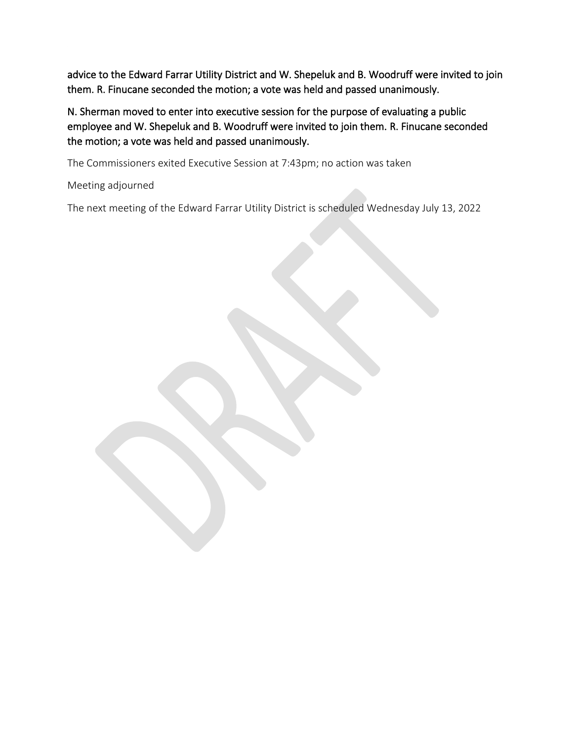advice to the Edward Farrar Utility District and W. Shepeluk and B. Woodruff were invited to join them. R. Finucane seconded the motion; a vote was held and passed unanimously.

N. Sherman moved to enter into executive session for the purpose of evaluating a public employee and W. Shepeluk and B. Woodruff were invited to join them. R. Finucane seconded the motion; a vote was held and passed unanimously.

The Commissioners exited Executive Session at 7:43pm; no action was taken

Meeting adjourned

The next meeting of the Edward Farrar Utility District is scheduled Wednesday July 13, 2022

DRAFT